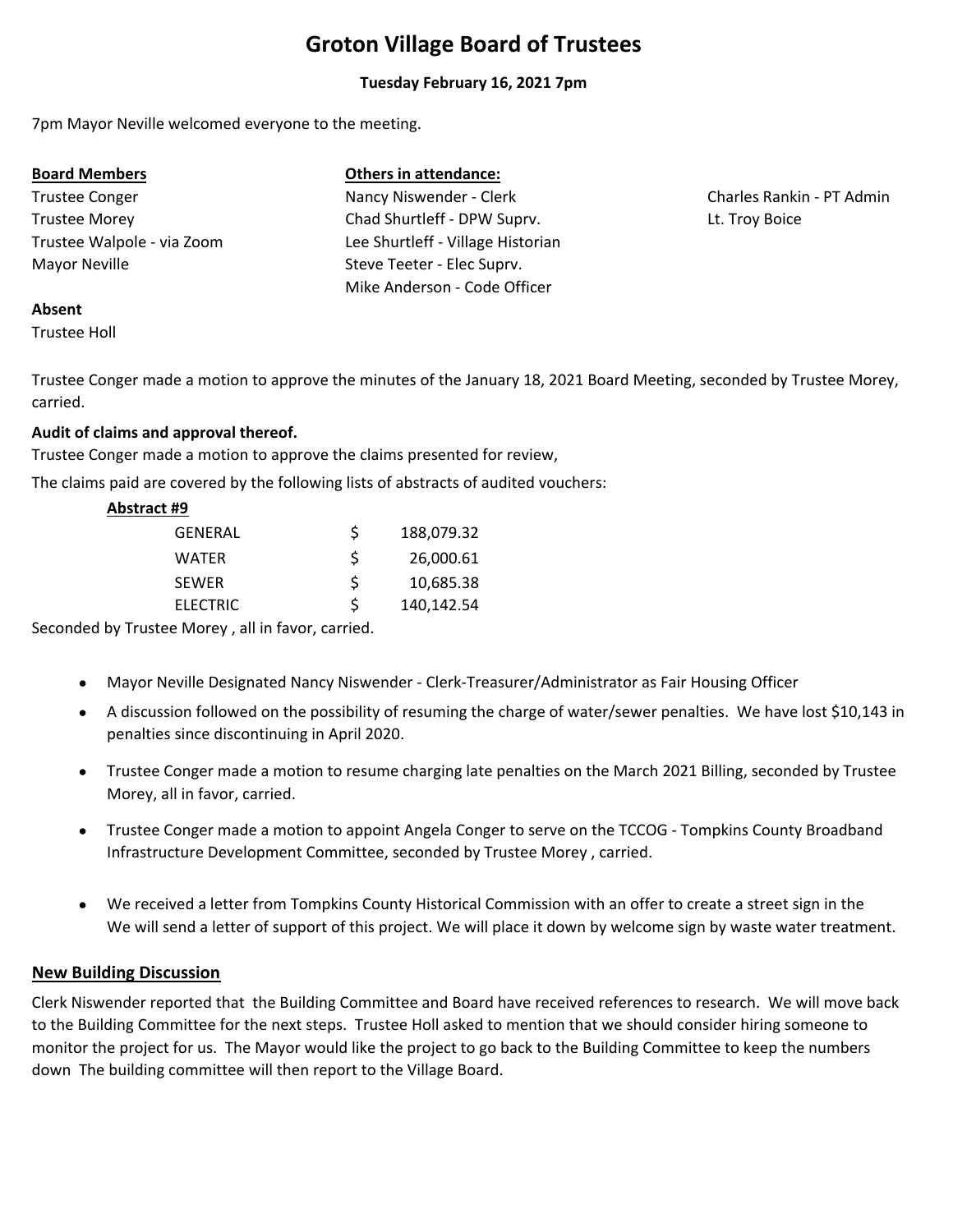# Groton Village Board of Trustees

**Tuesday February 16, 2021 7pm**

7pm Mayor Neville welcomed everyone to the meeting.

**Board Members**

Trustee Conger
Trustee Morey
Trustee Walpole - via Zoom
Mayor Neville

**Others in attendance:**

Nancy Niswender - Clerk
Chad Shurtleff - DPW Suprv.
Lee Shurtleff - Village Historian
Steve Teeter - Elec Suprv.
Mike Anderson - Code Officer
Charles Rankin - PT Admin
Lt. Troy Boice

**Absent**

Trustee Holl

Trustee Conger made a motion to approve the minutes of the January 18, 2021 Board Meeting, seconded by Trustee Morey, carried.

**Audit of claims and approval thereof.**

Trustee Conger made a motion to approve the claims presented for review,

The claims paid are covered by the following lists of abstracts of audited vouchers:

**Abstract #9**

| | | |
|---|---|---|
| GENERAL | $ | 188,079.32 |
| WATER | $ | 26,000.61 |
| SEWER | $ | 10,685.38 |
| ELECTRIC | $ | 140,142.54 |

Seconded by Trustee Morey , all in favor, carried.

- Mayor Neville Designated Nancy Niswender - Clerk-Treasurer/Administrator as Fair Housing Officer
- A discussion followed on the possibility of resuming the charge of water/sewer penalties. We have lost $10,143 in penalties since discontinuing in April 2020.
- Trustee Conger made a motion to resume charging late penalties on the March 2021 Billing, seconded by Trustee Morey, all in favor, carried.
- Trustee Conger made a motion to appoint Angela Conger to serve on the TCCOG - Tompkins County Broadband Infrastructure Development Committee, seconded by Trustee Morey , carried.
- We received a letter from Tompkins County Historical Commission with an offer to create a street sign in the We will send a letter of support of this project. We will place it down by welcome sign by waste water treatment.

## New Building Discussion

Clerk Niswender reported that the Building Committee and Board have received references to research. We will move back to the Building Committee for the next steps. Trustee Holl asked to mention that we should consider hiring someone to monitor the project for us. The Mayor would like the project to go back to the Building Committee to keep the numbers down The building committee will then report to the Village Board.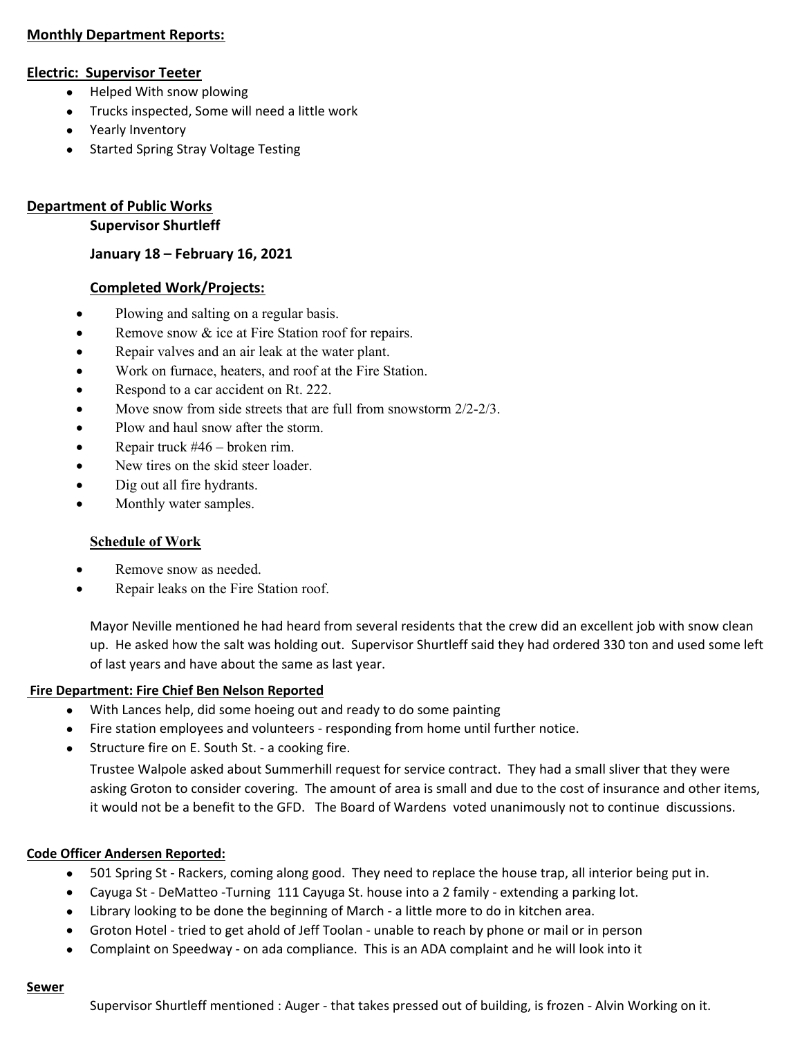**Monthly Department Reports:**

**Electric: Supervisor Teeter**

- Helped With snow plowing
- Trucks inspected, Some will need a little work
- Yearly Inventory
- Started Spring Stray Voltage Testing

**Department of Public Works**

**Supervisor Shurtleff**

**January 18 – February 16, 2021**

**Completed Work/Projects:**

- Plowing and salting on a regular basis.
- Remove snow & ice at Fire Station roof for repairs.
- Repair valves and an air leak at the water plant.
- Work on furnace, heaters, and roof at the Fire Station.
- Respond to a car accident on Rt. 222.
- Move snow from side streets that are full from snowstorm 2/2-2/3.
- Plow and haul snow after the storm.
- Repair truck #46 – broken rim.
- New tires on the skid steer loader.
- Dig out all fire hydrants.
- Monthly water samples.

**Schedule of Work**

- Remove snow as needed.
- Repair leaks on the Fire Station roof.

Mayor Neville mentioned he had heard from several residents that the crew did an excellent job with snow clean up. He asked how the salt was holding out. Supervisor Shurtleff said they had ordered 330 ton and used some left of last years and have about the same as last year.

**Fire Department: Fire Chief Ben Nelson Reported**

- With Lances help, did some hoeing out and ready to do some painting
- Fire station employees and volunteers - responding from home until further notice.
- Structure fire on E. South St. - a cooking fire.

Trustee Walpole asked about Summerhill request for service contract. They had a small sliver that they were asking Groton to consider covering. The amount of area is small and due to the cost of insurance and other items, it would not be a benefit to the GFD. The Board of Wardens voted unanimously not to continue discussions.

**Code Officer Andersen Reported:**

- 501 Spring St - Rackers, coming along good. They need to replace the house trap, all interior being put in.
- Cayuga St - DeMatteo -Turning 111 Cayuga St. house into a 2 family - extending a parking lot.
- Library looking to be done the beginning of March - a little more to do in kitchen area.
- Groton Hotel - tried to get ahold of Jeff Toolan - unable to reach by phone or mail or in person
- Complaint on Speedway - on ada compliance. This is an ADA complaint and he will look into it

**Sewer**

Supervisor Shurtleff mentioned : Auger - that takes pressed out of building, is frozen - Alvin Working on it.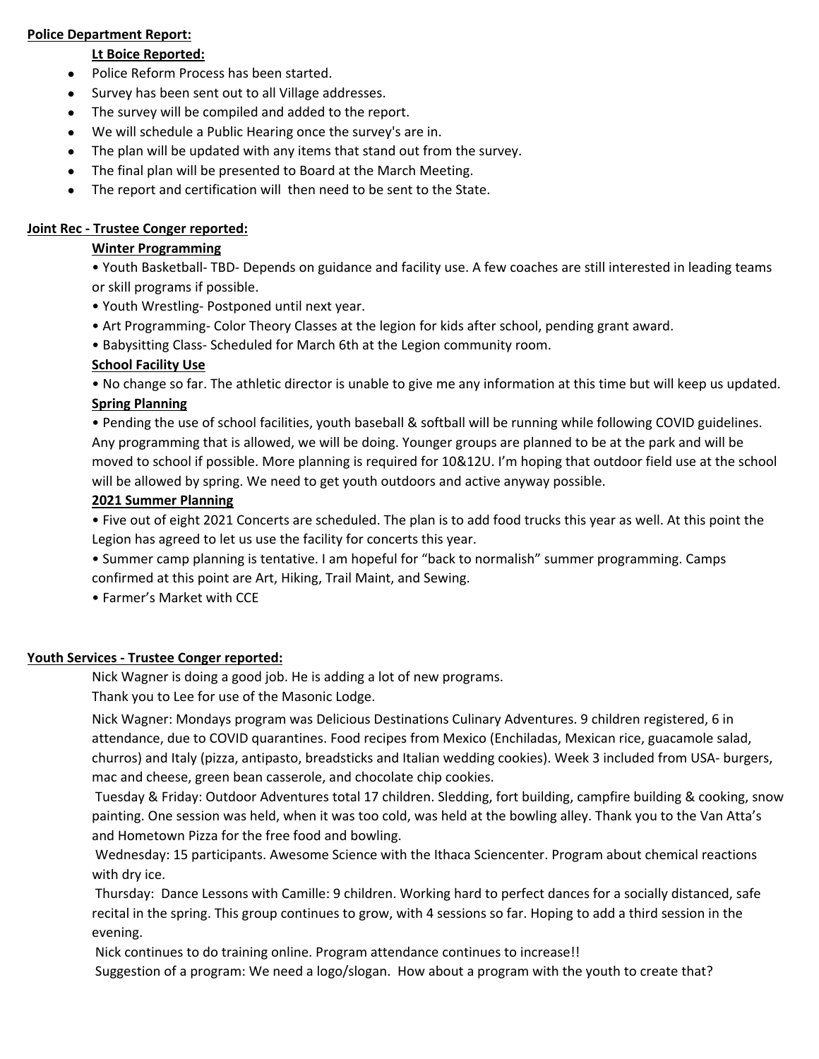**Police Department Report:**

**Lt Boice Reported:**

- Police Reform Process has been started.
- Survey has been sent out to all Village addresses.
- The survey will be compiled and added to the report.
- We will schedule a Public Hearing once the survey's are in.
- The plan will be updated with any items that stand out from the survey.
- The final plan will be presented to Board at the March Meeting.
- The report and certification will then need to be sent to the State.

**Joint Rec - Trustee Conger reported:**

**Winter Programming**

• Youth Basketball- TBD- Depends on guidance and facility use. A few coaches are still interested in leading teams or skill programs if possible.

• Youth Wrestling- Postponed until next year.

• Art Programming- Color Theory Classes at the legion for kids after school, pending grant award.

• Babysitting Class- Scheduled for March 6th at the Legion community room.

**School Facility Use**

• No change so far. The athletic director is unable to give me any information at this time but will keep us updated.

**Spring Planning**

• Pending the use of school facilities, youth baseball & softball will be running while following COVID guidelines. Any programming that is allowed, we will be doing. Younger groups are planned to be at the park and will be moved to school if possible. More planning is required for 10&12U. I'm hoping that outdoor field use at the school will be allowed by spring. We need to get youth outdoors and active anyway possible.

**2021 Summer Planning**

• Five out of eight 2021 Concerts are scheduled. The plan is to add food trucks this year as well. At this point the Legion has agreed to let us use the facility for concerts this year.

• Summer camp planning is tentative. I am hopeful for "back to normalish" summer programming. Camps confirmed at this point are Art, Hiking, Trail Maint, and Sewing.

• Farmer's Market with CCE

**Youth Services - Trustee Conger reported:**

Nick Wagner is doing a good job. He is adding a lot of new programs.

Thank you to Lee for use of the Masonic Lodge.

Nick Wagner: Mondays program was Delicious Destinations Culinary Adventures. 9 children registered, 6 in attendance, due to COVID quarantines. Food recipes from Mexico (Enchiladas, Mexican rice, guacamole salad, churros) and Italy (pizza, antipasto, breadsticks and Italian wedding cookies). Week 3 included from USA- burgers, mac and cheese, green bean casserole, and chocolate chip cookies.

Tuesday & Friday: Outdoor Adventures total 17 children. Sledding, fort building, campfire building & cooking, snow painting. One session was held, when it was too cold, was held at the bowling alley. Thank you to the Van Atta's and Hometown Pizza for the free food and bowling.

Wednesday: 15 participants. Awesome Science with the Ithaca Sciencenter. Program about chemical reactions with dry ice.

Thursday: Dance Lessons with Camille: 9 children. Working hard to perfect dances for a socially distanced, safe recital in the spring. This group continues to grow, with 4 sessions so far. Hoping to add a third session in the evening.

Nick continues to do training online. Program attendance continues to increase!!

Suggestion of a program: We need a logo/slogan. How about a program with the youth to create that?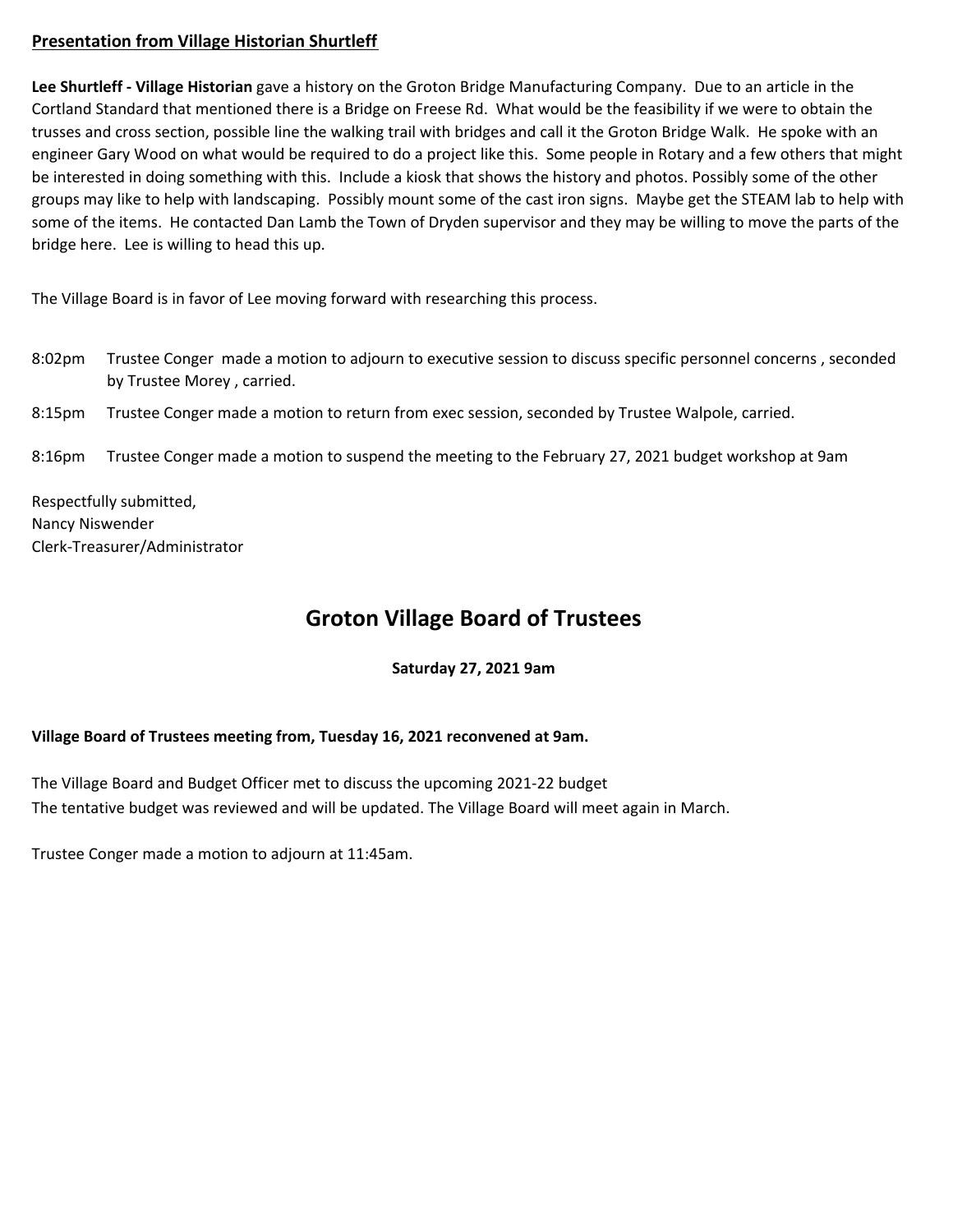**Presentation from Village Historian Shurtleff**

**Lee Shurtleff - Village Historian** gave a history on the Groton Bridge Manufacturing Company. Due to an article in the Cortland Standard that mentioned there is a Bridge on Freese Rd. What would be the feasibility if we were to obtain the trusses and cross section, possible line the walking trail with bridges and call it the Groton Bridge Walk. He spoke with an engineer Gary Wood on what would be required to do a project like this. Some people in Rotary and a few others that might be interested in doing something with this. Include a kiosk that shows the history and photos. Possibly some of the other groups may like to help with landscaping. Possibly mount some of the cast iron signs. Maybe get the STEAM lab to help with some of the items. He contacted Dan Lamb the Town of Dryden supervisor and they may be willing to move the parts of the bridge here. Lee is willing to head this up.

The Village Board is in favor of Lee moving forward with researching this process.

8:02pm Trustee Conger made a motion to adjourn to executive session to discuss specific personnel concerns , seconded by Trustee Morey , carried.

8:15pm Trustee Conger made a motion to return from exec session, seconded by Trustee Walpole, carried.

8:16pm Trustee Conger made a motion to suspend the meeting to the February 27, 2021 budget workshop at 9am

Respectfully submitted,
Nancy Niswender
Clerk-Treasurer/Administrator

# Groton Village Board of Trustees

**Saturday 27, 2021 9am**

**Village Board of Trustees meeting from, Tuesday 16, 2021 reconvened at 9am.**

The Village Board and Budget Officer met to discuss the upcoming 2021-22 budget
The tentative budget was reviewed and will be updated. The Village Board will meet again in March.

Trustee Conger made a motion to adjourn at 11:45am.